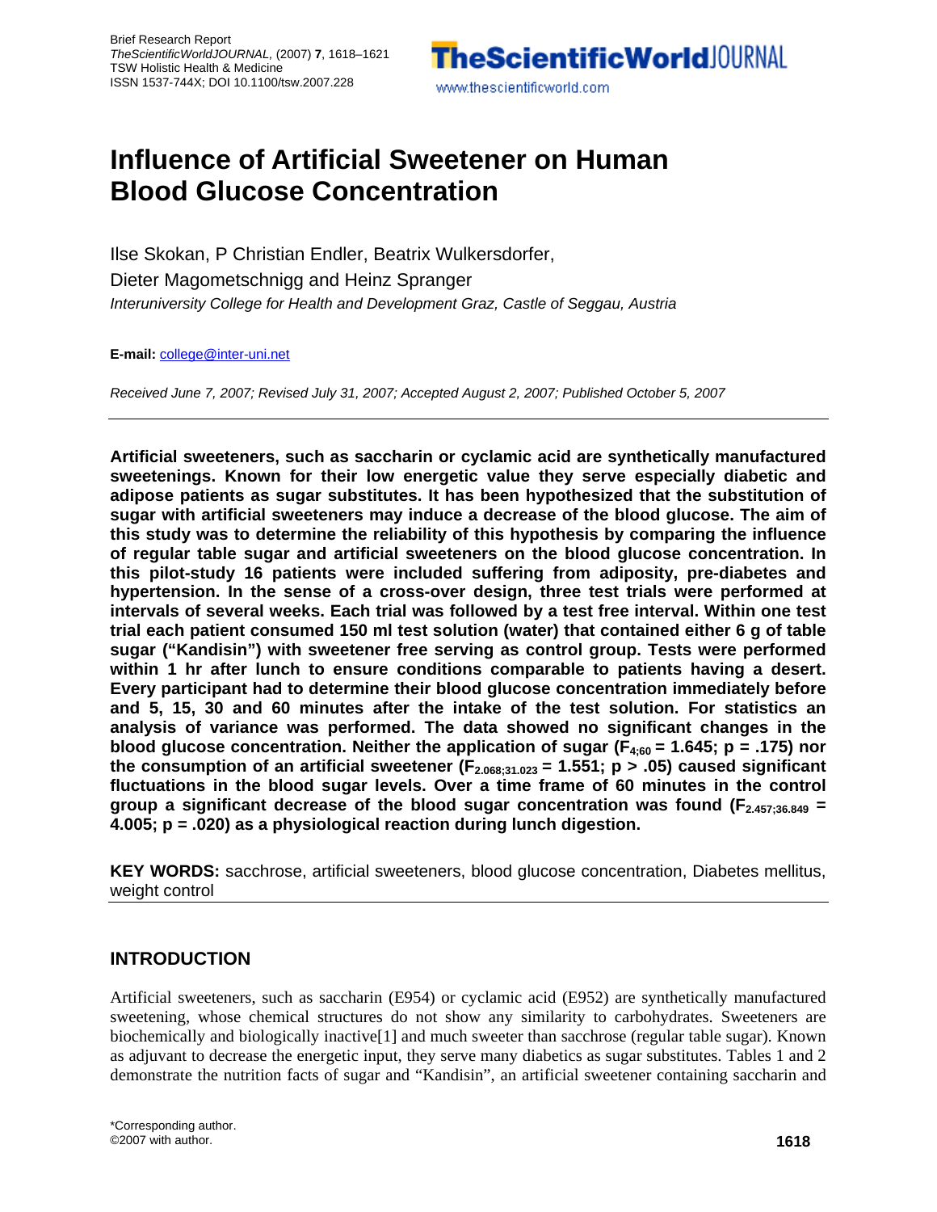Brief Research Report
*TheScientificWorldJOURNAL*, (2007) **7**, 1618–1621
TSW Holistic Health & Medicine
ISSN 1537-744X; DOI 10.1100/tsw.2007.228

# Influence of Artificial Sweetener on Human Blood Glucose Concentration

Ilse Skokan, P Christian Endler, Beatrix Wulkersdorfer, Dieter Magometschnigg and Heinz Spranger

*Interuniversity College for Health and Development Graz, Castle of Seggau, Austria*

**E-mail:** college@inter-uni.net

*Received June 7, 2007; Revised July 31, 2007; Accepted August 2, 2007; Published October 5, 2007*

---

**Artificial sweeteners, such as saccharin or cyclamic acid are synthetically manufactured sweetenings. Known for their low energetic value they serve especially diabetic and adipose patients as sugar substitutes. It has been hypothesized that the substitution of sugar with artificial sweeteners may induce a decrease of the blood glucose. The aim of this study was to determine the reliability of this hypothesis by comparing the influence of regular table sugar and artificial sweeteners on the blood glucose concentration. In this pilot-study 16 patients were included suffering from adiposity, pre-diabetes and hypertension. In the sense of a cross-over design, three test trials were performed at intervals of several weeks. Each trial was followed by a test free interval. Within one test trial each patient consumed 150 ml test solution (water) that contained either 6 g of table sugar ("Kandisin") with sweetener free serving as control group. Tests were performed within 1 hr after lunch to ensure conditions comparable to patients having a desert. Every participant had to determine their blood glucose concentration immediately before and 5, 15, 30 and 60 minutes after the intake of the test solution. For statistics an analysis of variance was performed. The data showed no significant changes in the blood glucose concentration. Neither the application of sugar ($F_{4;60}$ = 1.645; p = .175) nor the consumption of an artificial sweetener ($F_{2.068;31.023}$ = 1.551; p > .05) caused significant fluctuations in the blood sugar levels. Over a time frame of 60 minutes in the control group a significant decrease of the blood sugar concentration was found ($F_{2.457;36.849}$ = 4.005; p = .020) as a physiological reaction during lunch digestion.**

**KEY WORDS:** sacchrose, artificial sweeteners, blood glucose concentration, Diabetes mellitus, weight control

---

## INTRODUCTION

Artificial sweeteners, such as saccharin (E954) or cyclamic acid (E952) are synthetically manufactured sweetening, whose chemical structures do not show any similarity to carbohydrates. Sweeteners are biochemically and biologically inactive[1] and much sweeter than sacchrose (regular table sugar). Known as adjuvant to decrease the energetic input, they serve many diabetics as sugar substitutes. Tables 1 and 2 demonstrate the nutrition facts of sugar and "Kandisin", an artificial sweetener containing saccharin and

*Corresponding author.
©2007 with author.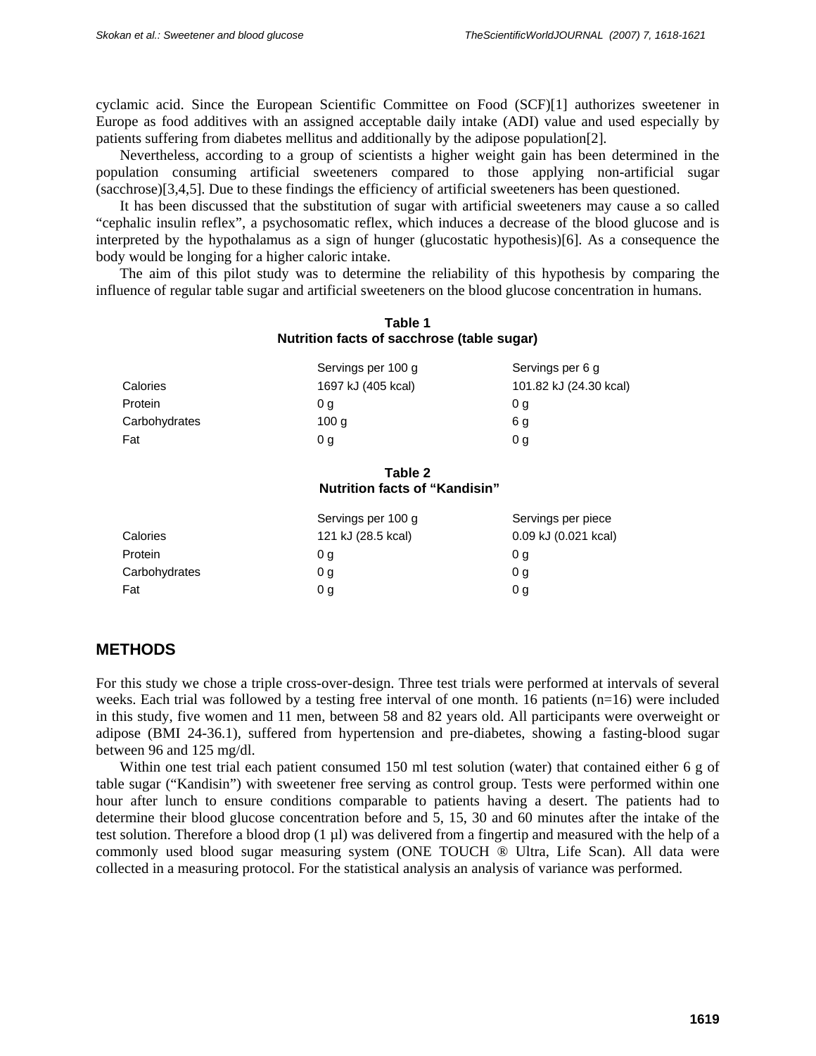cyclamic acid. Since the European Scientific Committee on Food (SCF)[1] authorizes sweetener in Europe as food additives with an assigned acceptable daily intake (ADI) value and used especially by patients suffering from diabetes mellitus and additionally by the adipose population[2].

Nevertheless, according to a group of scientists a higher weight gain has been determined in the population consuming artificial sweeteners compared to those applying non-artificial sugar (sacchrose)[3,4,5]. Due to these findings the efficiency of artificial sweeteners has been questioned.

It has been discussed that the substitution of sugar with artificial sweeteners may cause a so called "cephalic insulin reflex", a psychosomatic reflex, which induces a decrease of the blood glucose and is interpreted by the hypothalamus as a sign of hunger (glucostatic hypothesis)[6]. As a consequence the body would be longing for a higher caloric intake.

The aim of this pilot study was to determine the reliability of this hypothesis by comparing the influence of regular table sugar and artificial sweeteners on the blood glucose concentration in humans.

**Table 1**
**Nutrition facts of sacchrose (table sugar)**

| | Servings per 100 g | Servings per 6 g |
|---|---|---|
| Calories | 1697 kJ (405 kcal) | 101.82 kJ (24.30 kcal) |
| Protein | 0 g | 0 g |
| Carbohydrates | 100 g | 6 g |
| Fat | 0 g | 0 g |

**Table 2**
**Nutrition facts of "Kandisin"**

| | Servings per 100 g | Servings per piece |
|---|---|---|
| Calories | 121 kJ (28.5 kcal) | 0.09 kJ (0.021 kcal) |
| Protein | 0 g | 0 g |
| Carbohydrates | 0 g | 0 g |
| Fat | 0 g | 0 g |

## METHODS

For this study we chose a triple cross-over-design. Three test trials were performed at intervals of several weeks. Each trial was followed by a testing free interval of one month. 16 patients (n=16) were included in this study, five women and 11 men, between 58 and 82 years old. All participants were overweight or adipose (BMI 24-36.1), suffered from hypertension and pre-diabetes, showing a fasting-blood sugar between 96 and 125 mg/dl.

Within one test trial each patient consumed 150 ml test solution (water) that contained either 6 g of table sugar ("Kandisin") with sweetener free serving as control group. Tests were performed within one hour after lunch to ensure conditions comparable to patients having a desert. The patients had to determine their blood glucose concentration before and 5, 15, 30 and 60 minutes after the intake of the test solution. Therefore a blood drop (1 µl) was delivered from a fingertip and measured with the help of a commonly used blood sugar measuring system (ONE TOUCH ® Ultra, Life Scan). All data were collected in a measuring protocol. For the statistical analysis an analysis of variance was performed.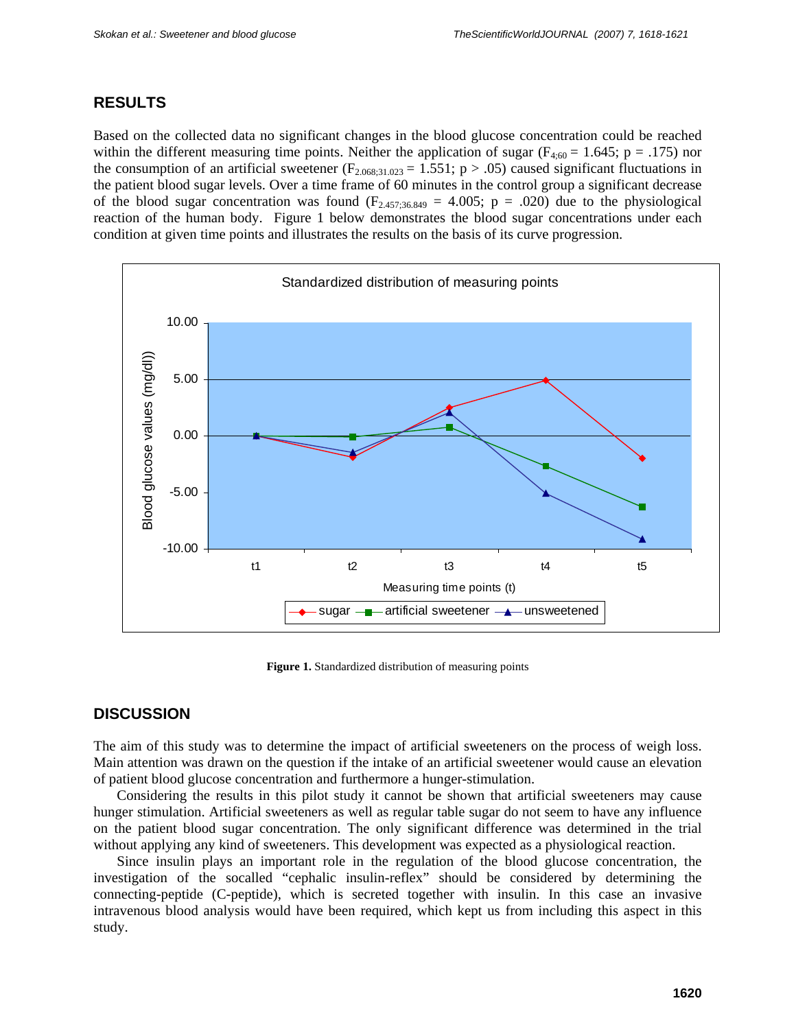## RESULTS

Based on the collected data no significant changes in the blood glucose concentration could be reached within the different measuring time points. Neither the application of sugar ($F_{4;60} = 1.645$; $p = .175$) nor the consumption of an artificial sweetener ($F_{2.068;31.023} = 1.551$; $p > .05$) caused significant fluctuations in the patient blood sugar levels. Over a time frame of 60 minutes in the control group a significant decrease of the blood sugar concentration was found ($F_{2.457;36.849} = 4.005$; $p = .020$) due to the physiological reaction of the human body. Figure 1 below demonstrates the blood sugar concentrations under each condition at given time points and illustrates the results on the basis of its curve progression.

**Figure 1.** Standardized distribution of measuring points

## DISCUSSION

The aim of this study was to determine the impact of artificial sweeteners on the process of weigh loss. Main attention was drawn on the question if the intake of an artificial sweetener would cause an elevation of patient blood glucose concentration and furthermore a hunger-stimulation.

Considering the results in this pilot study it cannot be shown that artificial sweeteners may cause hunger stimulation. Artificial sweeteners as well as regular table sugar do not seem to have any influence on the patient blood sugar concentration. The only significant difference was determined in the trial without applying any kind of sweeteners. This development was expected as a physiological reaction.

Since insulin plays an important role in the regulation of the blood glucose concentration, the investigation of the socalled "cephalic insulin-reflex" should be considered by determining the connecting-peptide (C-peptide), which is secreted together with insulin. In this case an invasive intravenous blood analysis would have been required, which kept us from including this aspect in this study.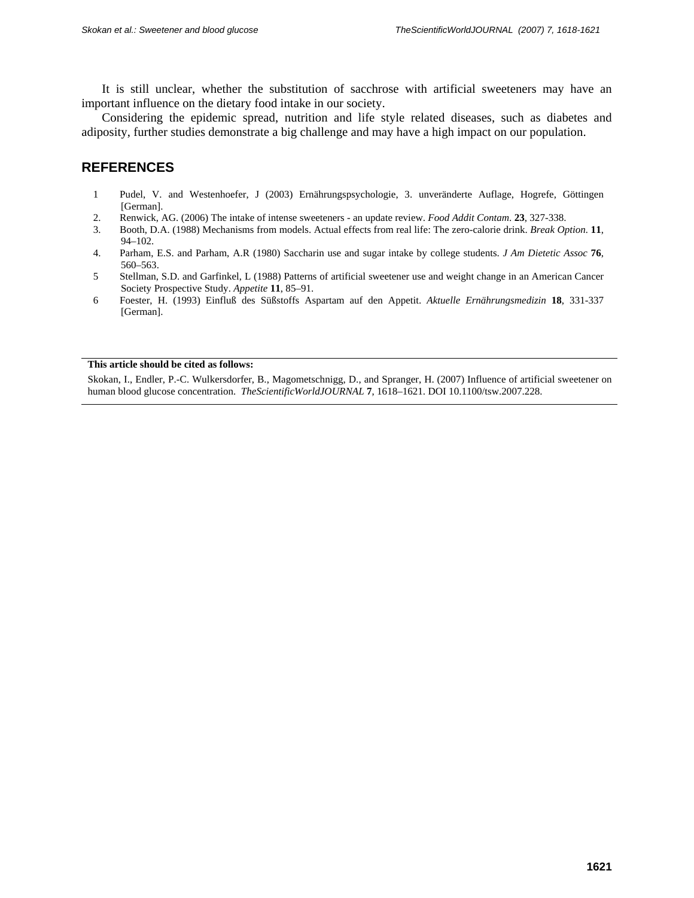It is still unclear, whether the substitution of sacchrose with artificial sweeteners may have an important influence on the dietary food intake in our society.

Considering the epidemic spread, nutrition and life style related diseases, such as diabetes and adiposity, further studies demonstrate a big challenge and may have a high impact on our population.

## REFERENCES

1 Pudel, V. and Westenhoefer, J (2003) Ernährungspsychologie, 3. unveränderte Auflage, Hogrefe, Göttingen [German].

2. Renwick, AG. (2006) The intake of intense sweeteners - an update review. *Food Addit Contam*. **23**, 327-338.

3. Booth, D.A. (1988) Mechanisms from models. Actual effects from real life: The zero-calorie drink. *Break Option*. **11**, 94–102.

4. Parham, E.S. and Parham, A.R (1980) Saccharin use and sugar intake by college students. *J Am Dietetic Assoc* **76**, 560–563.

5 Stellman, S.D. and Garfinkel, L (1988) Patterns of artificial sweetener use and weight change in an American Cancer Society Prospective Study. *Appetite* **11**, 85–91.

6 Foester, H. (1993) Einfluß des Süßstoffs Aspartam auf den Appetit. *Aktuelle Ernährungsmedizin* **18**, 331-337 [German].

---

**This article should be cited as follows:**

Skokan, I., Endler, P.-C. Wulkersdorfer, B., Magometschnigg, D., and Spranger, H. (2007) Influence of artificial sweetener on human blood glucose concentration. *TheScientificWorldJOURNAL* **7**, 1618–1621. DOI 10.1100/tsw.2007.228.

---